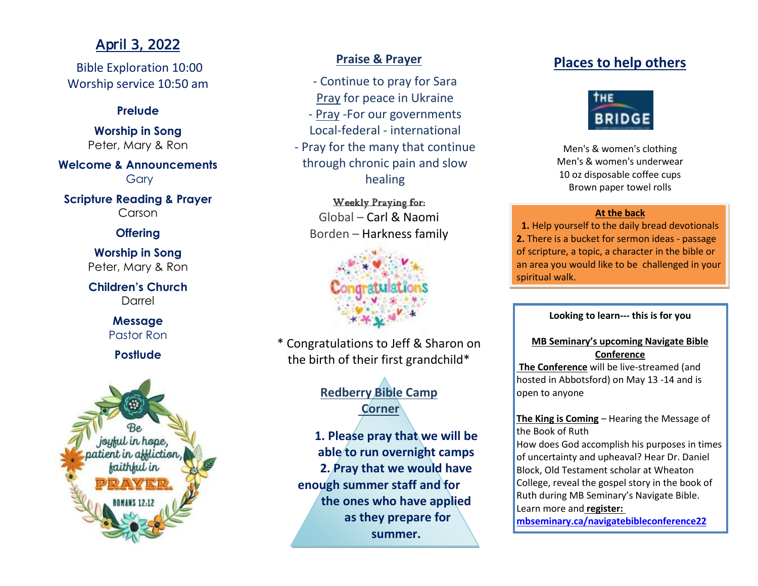## April 3, 2022

Bible Exploration 10:00
Worship service 10:50 am

**Prelude**

**Worship in Song**
Peter, Mary & Ron

**Welcome & Announcements**
Gary

**Scripture Reading & Prayer**
Carson

**Offering**

**Worship in Song**
Peter, Mary & Ron

**Children's Church**
Darrel

**Message**
Pastor Ron

**Postlude**

## Praise & Prayer

- Continue to pray for Sara
Pray for peace in Ukraine
- Pray -For our governments
Local-federal - international
- Pray for the many that continue through chronic pain and slow healing

**Weekly Praying for:**
Global – Carl & Naomi
Borden – Harkness family

\* Congratulations to Jeff & Sharon on the birth of their first grandchild\*

## Redberry Bible Camp Corner

**1. Please pray that we will be able to run overnight camps**
**2. Pray that we would have enough summer staff and for the ones who have applied as they prepare for summer.**

## Places to help others

THE BRIDGE

Men's & women's clothing
Men's & women's underwear
10 oz disposable coffee cups
Brown paper towel rolls

**At the back**

**1.** Help yourself to the daily bread devotionals
**2.** There is a bucket for sermon ideas - passage of scripture, a topic, a character in the bible or an area you would like to be challenged in your spiritual walk.

**Looking to learn--- this is for you**

**MB Seminary's upcoming Navigate Bible Conference**

**The Conference** will be live-streamed (and hosted in Abbotsford) on May 13 -14 and is open to anyone

**The King is Coming** – Hearing the Message of the Book of Ruth
How does God accomplish his purposes in times of uncertainty and upheaval? Hear Dr. Daniel Block, Old Testament scholar at Wheaton College, reveal the gospel story in the book of Ruth during MB Seminary's Navigate Bible.
Learn more and **register:**
**mbseminary.ca/navigatebibleconference22**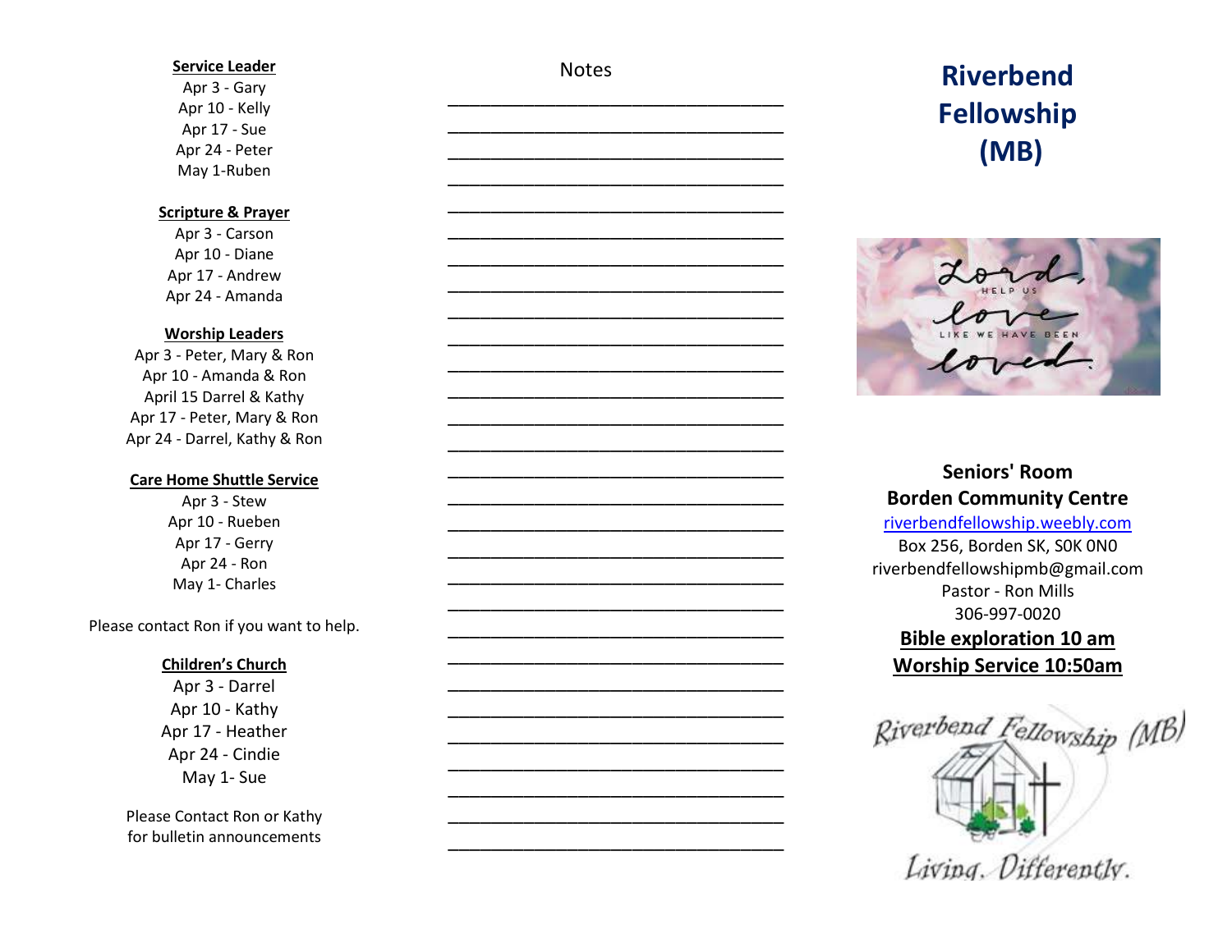**Service Leader**

Apr 3 - Gary
Apr 10 - Kelly
Apr 17 - Sue
Apr 24 - Peter
May 1-Ruben

**Scripture & Prayer**

Apr 3 - Carson
Apr 10 - Diane
Apr 17 - Andrew
Apr 24 - Amanda

**Worship Leaders**

Apr 3 - Peter, Mary & Ron
Apr 10 - Amanda & Ron
April 15 Darrel & Kathy
Apr 17 - Peter, Mary & Ron
Apr 24 - Darrel, Kathy & Ron

**Care Home Shuttle Service**

Apr 3 - Stew
Apr 10 - Rueben
Apr 17 - Gerry
Apr 24 - Ron
May 1- Charles

Please contact Ron if you want to help.

**Children's Church**

Apr 3 - Darrel
Apr 10 - Kathy
Apr 17 - Heather
Apr 24 - Cindie
May 1- Sue

Please Contact Ron or Kathy for bulletin announcements

Notes

___________________________________
___________________________________
___________________________________
___________________________________
___________________________________
___________________________________
___________________________________
___________________________________
___________________________________
___________________________________
___________________________________
___________________________________
___________________________________
___________________________________
___________________________________
___________________________________
___________________________________
___________________________________
___________________________________
___________________________________
___________________________________
___________________________________
___________________________________
___________________________________
___________________________________
___________________________________
___________________________________
___________________________________
___________________________________
___________________________________

# Riverbend Fellowship (MB)

Lord, help us love like we have been loved.

**Seniors' Room**
**Borden Community Centre**
riverbendfellowship.weebly.com
Box 256, Borden SK, S0K 0N0
riverbendfellowshipmb@gmail.com
Pastor - Ron Mills
306-997-0020

**Bible exploration 10 am**
**Worship Service 10:50am**

Riverbend Fellowship (MB)
Living. Differently.